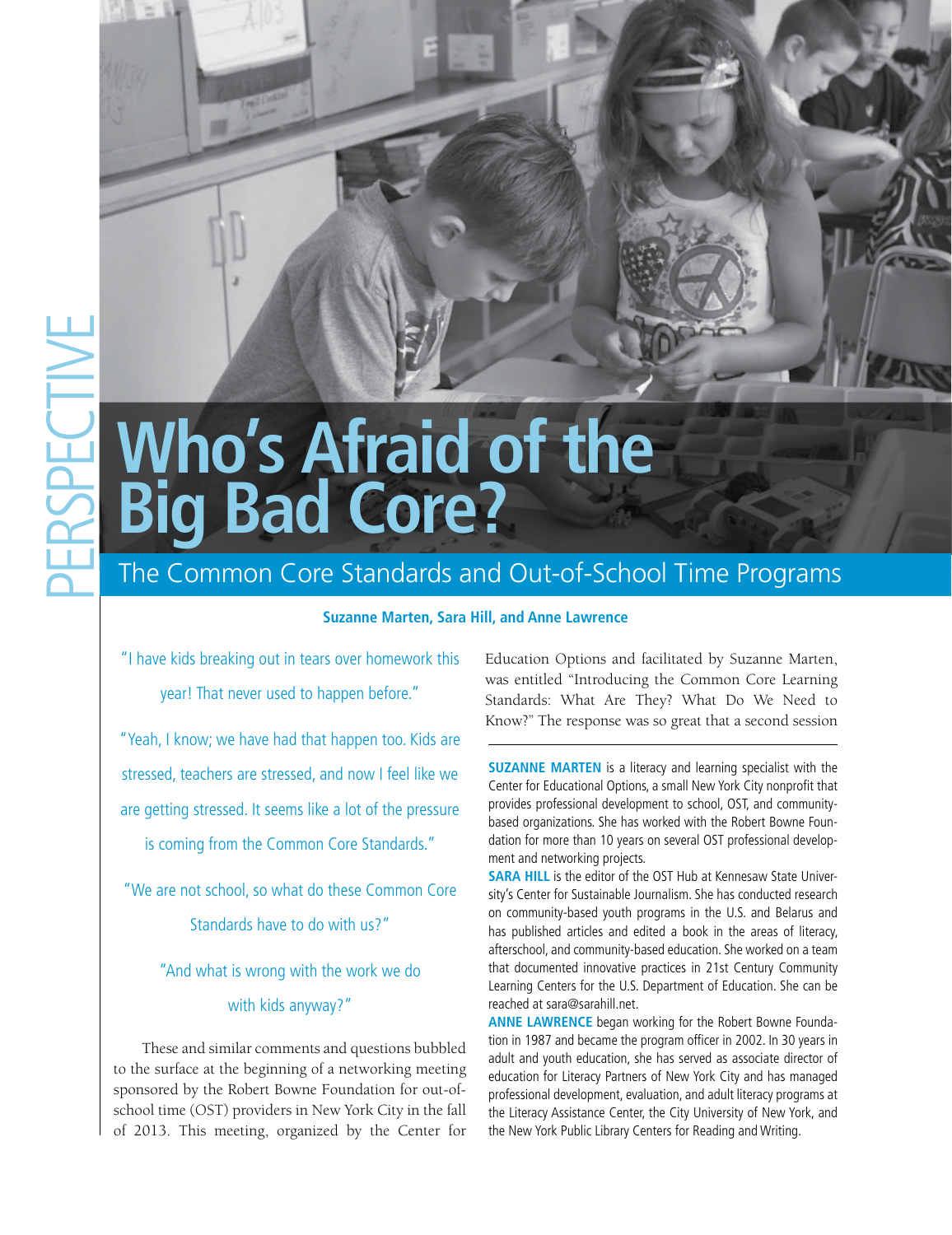PERSPECTIVE

# Who's Afraid of the Big Bad Core?

## The Common Core Standards and Out-of-School Time Programs

**Suzanne Marten, Sara Hill, and Anne Lawrence**

"I have kids breaking out in tears over homework this year! That never used to happen before."

"Yeah, I know; we have had that happen too. Kids are stressed, teachers are stressed, and now I feel like we are getting stressed. It seems like a lot of the pressure is coming from the Common Core Standards."

"We are not school, so what do these Common Core Standards have to do with us?"

"And what is wrong with the work we do with kids anyway?"

These and similar comments and questions bubbled to the surface at the beginning of a networking meeting sponsored by the Robert Bowne Foundation for out-of-school time (OST) providers in New York City in the fall of 2013. This meeting, organized by the Center for Education Options and facilitated by Suzanne Marten, was entitled "Introducing the Common Core Learning Standards: What Are They? What Do We Need to Know?" The response was so great that a second session

---

**SUZANNE MARTEN** is a literacy and learning specialist with the Center for Educational Options, a small New York City nonprofit that provides professional development to school, OST, and community-based organizations. She has worked with the Robert Bowne Foundation for more than 10 years on several OST professional development and networking projects.

**SARA HILL** is the editor of the OST Hub at Kennesaw State University's Center for Sustainable Journalism. She has conducted research on community-based youth programs in the U.S. and Belarus and has published articles and edited a book in the areas of literacy, afterschool, and community-based education. She worked on a team that documented innovative practices in 21st Century Community Learning Centers for the U.S. Department of Education. She can be reached at sara@sarahill.net.

**ANNE LAWRENCE** began working for the Robert Bowne Foundation in 1987 and became the program officer in 2002. In 30 years in adult and youth education, she has served as associate director of education for Literacy Partners of New York City and has managed professional development, evaluation, and adult literacy programs at the Literacy Assistance Center, the City University of New York, and the New York Public Library Centers for Reading and Writing.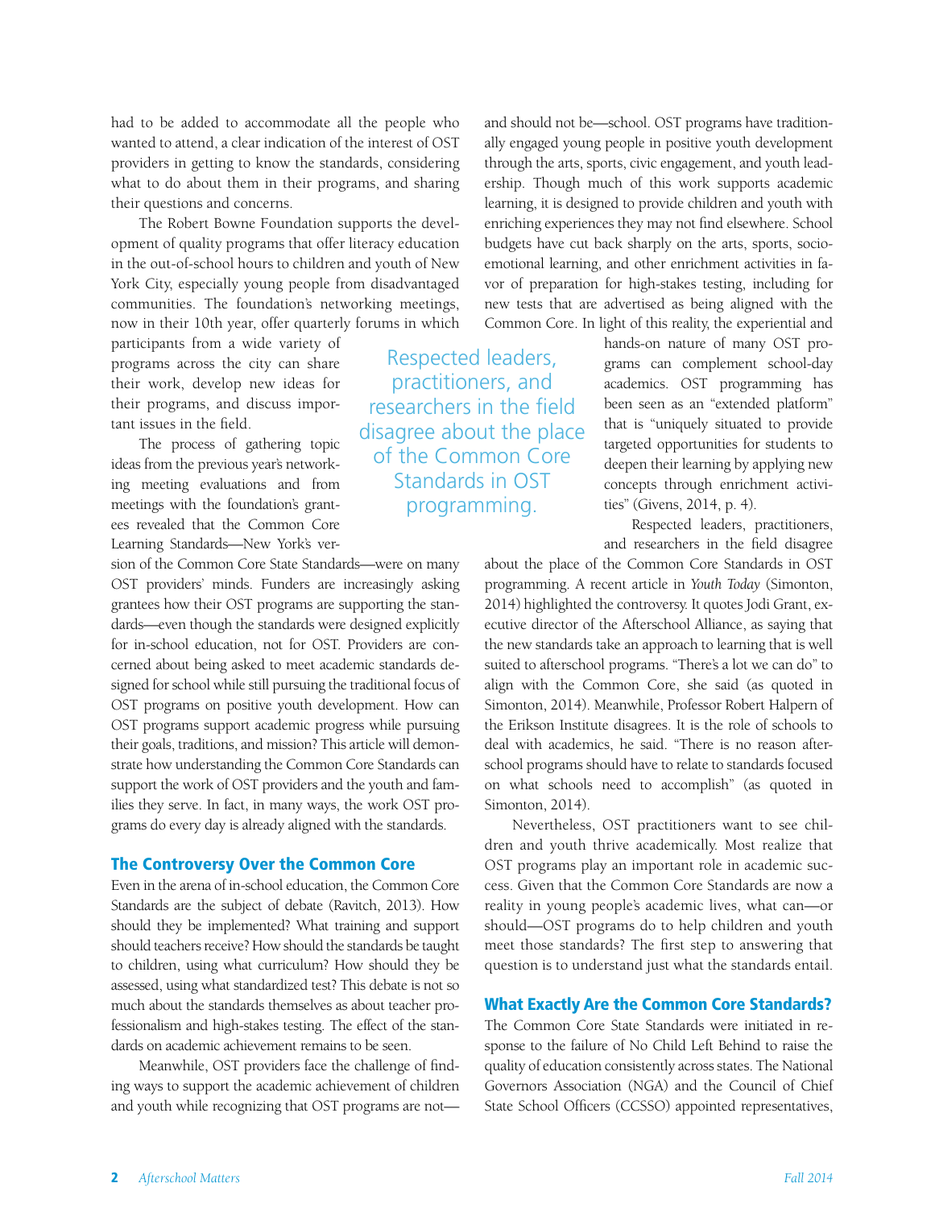had to be added to accommodate all the people who wanted to attend, a clear indication of the interest of OST providers in getting to know the standards, considering what to do about them in their programs, and sharing their questions and concerns.

The Robert Bowne Foundation supports the development of quality programs that offer literacy education in the out-of-school hours to children and youth of New York City, especially young people from disadvantaged communities. The foundation's networking meetings, now in their 10th year, offer quarterly forums in which participants from a wide variety of programs across the city can share their work, develop new ideas for their programs, and discuss important issues in the field.

The process of gathering topic ideas from the previous year's networking meeting evaluations and from meetings with the foundation's grantees revealed that the Common Core Learning Standards—New York's version of the Common Core State Standards—were on many OST providers' minds. Funders are increasingly asking grantees how their OST programs are supporting the standards—even though the standards were designed explicitly for in-school education, not for OST. Providers are concerned about being asked to meet academic standards designed for school while still pursuing the traditional focus of OST programs on positive youth development. How can OST programs support academic progress while pursuing their goals, traditions, and mission? This article will demonstrate how understanding the Common Core Standards can support the work of OST providers and the youth and families they serve. In fact, in many ways, the work OST programs do every day is already aligned with the standards.

## The Controversy Over the Common Core

Even in the arena of in-school education, the Common Core Standards are the subject of debate (Ravitch, 2013). How should they be implemented? What training and support should teachers receive? How should the standards be taught to children, using what curriculum? How should they be assessed, using what standardized test? This debate is not so much about the standards themselves as about teacher professionalism and high-stakes testing. The effect of the standards on academic achievement remains to be seen.

Meanwhile, OST providers face the challenge of finding ways to support the academic achievement of children and youth while recognizing that OST programs are not—and should not be—school. OST programs have traditionally engaged young people in positive youth development through the arts, sports, civic engagement, and youth leadership. Though much of this work supports academic learning, it is designed to provide children and youth with enriching experiences they may not find elsewhere. School budgets have cut back sharply on the arts, sports, socio-emotional learning, and other enrichment activities in favor of preparation for high-stakes testing, including for new tests that are advertised as being aligned with the Common Core. In light of this reality, the experiential and hands-on nature of many OST programs can complement school-day academics. OST programming has been seen as an "extended platform" that is "uniquely situated to provide targeted opportunities for students to deepen their learning by applying new concepts through enrichment activities" (Givens, 2014, p. 4).

> Respected leaders, practitioners, and researchers in the field disagree about the place of the Common Core Standards in OST programming.

Respected leaders, practitioners, and researchers in the field disagree about the place of the Common Core Standards in OST programming. A recent article in *Youth Today* (Simonton, 2014) highlighted the controversy. It quotes Jodi Grant, executive director of the Afterschool Alliance, as saying that the new standards take an approach to learning that is well suited to afterschool programs. "There's a lot we can do" to align with the Common Core, she said (as quoted in Simonton, 2014). Meanwhile, Professor Robert Halpern of the Erikson Institute disagrees. It is the role of schools to deal with academics, he said. "There is no reason afterschool programs should have to relate to standards focused on what schools need to accomplish" (as quoted in Simonton, 2014).

Nevertheless, OST practitioners want to see children and youth thrive academically. Most realize that OST programs play an important role in academic success. Given that the Common Core Standards are now a reality in young people's academic lives, what can—or should—OST programs do to help children and youth meet those standards? The first step to answering that question is to understand just what the standards entail.

## What Exactly Are the Common Core Standards?

The Common Core State Standards were initiated in response to the failure of No Child Left Behind to raise the quality of education consistently across states. The National Governors Association (NGA) and the Council of Chief State School Officers (CCSSO) appointed representatives,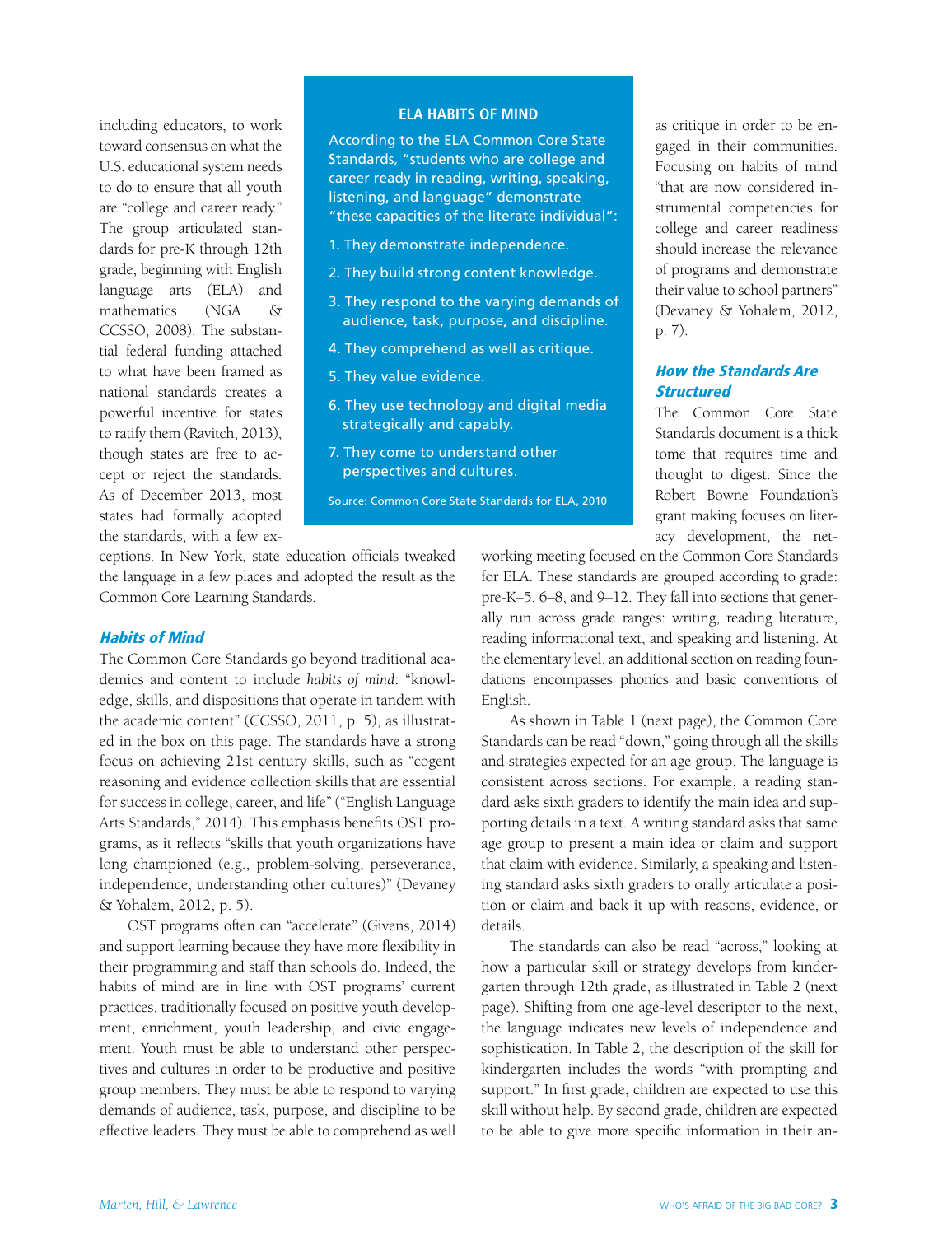including educators, to work toward consensus on what the U.S. educational system needs to do to ensure that all youth are "college and career ready." The group articulated standards for pre-K through 12th grade, beginning with English language arts (ELA) and mathematics (NGA & CCSSO, 2008). The substantial federal funding attached to what have been framed as national standards creates a powerful incentive for states to ratify them (Ravitch, 2013), though states are free to accept or reject the standards. As of December 2013, most states had formally adopted the standards, with a few exceptions. In New York, state education officials tweaked the language in a few places and adopted the result as the Common Core Learning Standards.

> **ELA HABITS OF MIND**
>
> According to the ELA Common Core State Standards, "students who are college and career ready in reading, writing, speaking, listening, and language" demonstrate "these capacities of the literate individual":
>
> 1. They demonstrate independence.
> 2. They build strong content knowledge.
> 3. They respond to the varying demands of audience, task, purpose, and discipline.
> 4. They comprehend as well as critique.
> 5. They value evidence.
> 6. They use technology and digital media strategically and capably.
> 7. They come to understand other perspectives and cultures.
>
> Source: Common Core State Standards for ELA, 2010

### *Habits of Mind*

The Common Core Standards go beyond traditional academics and content to include *habits of mind*: "knowledge, skills, and dispositions that operate in tandem with the academic content" (CCSSO, 2011, p. 5), as illustrated in the box on this page. The standards have a strong focus on achieving 21st century skills, such as "cogent reasoning and evidence collection skills that are essential for success in college, career, and life" ("English Language Arts Standards," 2014). This emphasis benefits OST programs, as it reflects "skills that youth organizations have long championed (e.g., problem-solving, perseverance, independence, understanding other cultures)" (Devaney & Yohalem, 2012, p. 5).

OST programs often can "accelerate" (Givens, 2014) and support learning because they have more flexibility in their programming and staff than schools do. Indeed, the habits of mind are in line with OST programs' current practices, traditionally focused on positive youth development, enrichment, youth leadership, and civic engagement. Youth must be able to understand other perspectives and cultures in order to be productive and positive group members. They must be able to respond to varying demands of audience, task, purpose, and discipline to be effective leaders. They must be able to comprehend as well as critique in order to be engaged in their communities. Focusing on habits of mind "that are now considered instrumental competencies for college and career readiness should increase the relevance of programs and demonstrate their value to school partners" (Devaney & Yohalem, 2012, p. 7).

### *How the Standards Are Structured*

The Common Core State Standards document is a thick tome that requires time and thought to digest. Since the Robert Bowne Foundation's grant making focuses on literacy development, the networking meeting focused on the Common Core Standards for ELA. These standards are grouped according to grade: pre-K–5, 6–8, and 9–12. They fall into sections that generally run across grade ranges: writing, reading literature, reading informational text, and speaking and listening. At the elementary level, an additional section on reading foundations encompasses phonics and basic conventions of English.

As shown in Table 1 (next page), the Common Core Standards can be read "down," going through all the skills and strategies expected for an age group. The language is consistent across sections. For example, a reading standard asks sixth graders to identify the main idea and supporting details in a text. A writing standard asks that same age group to present a main idea or claim and support that claim with evidence. Similarly, a speaking and listening standard asks sixth graders to orally articulate a position or claim and back it up with reasons, evidence, or details.

The standards can also be read "across," looking at how a particular skill or strategy develops from kindergarten through 12th grade, as illustrated in Table 2 (next page). Shifting from one age-level descriptor to the next, the language indicates new levels of independence and sophistication. In Table 2, the description of the skill for kindergarten includes the words "with prompting and support." In first grade, children are expected to use this skill without help. By second grade, children are expected to be able to give more specific information in their an-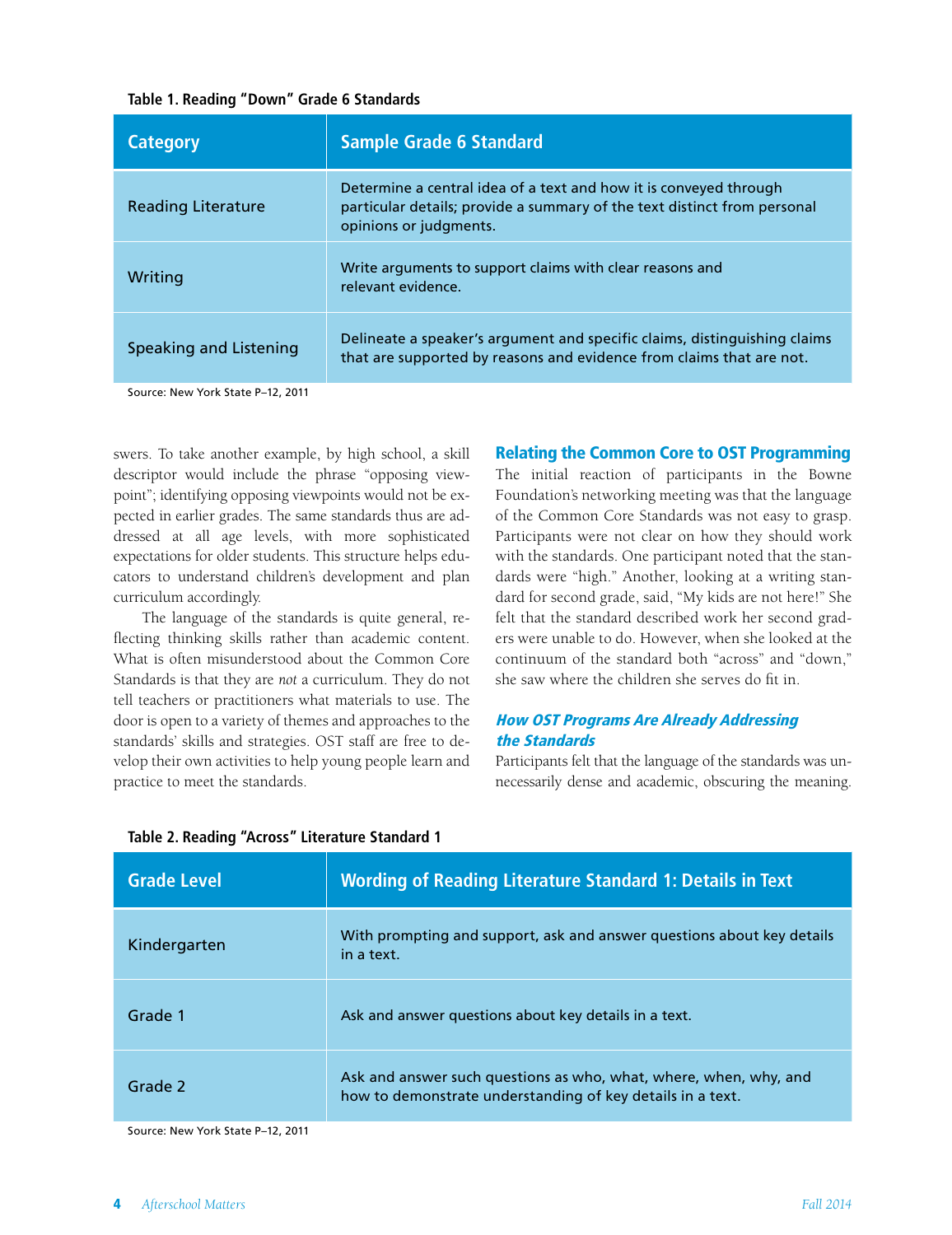**Table 1. Reading "Down" Grade 6 Standards**

| Category | Sample Grade 6 Standard |
|---|---|
| Reading Literature | Determine a central idea of a text and how it is conveyed through particular details; provide a summary of the text distinct from personal opinions or judgments. |
| Writing | Write arguments to support claims with clear reasons and relevant evidence. |
| Speaking and Listening | Delineate a speaker's argument and specific claims, distinguishing claims that are supported by reasons and evidence from claims that are not. |

Source: New York State P–12, 2011

swers. To take another example, by high school, a skill descriptor would include the phrase "opposing viewpoint"; identifying opposing viewpoints would not be expected in earlier grades. The same standards thus are addressed at all age levels, with more sophisticated expectations for older students. This structure helps educators to understand children's development and plan curriculum accordingly.

The language of the standards is quite general, reflecting thinking skills rather than academic content. What is often misunderstood about the Common Core Standards is that they are *not* a curriculum. They do not tell teachers or practitioners what materials to use. The door is open to a variety of themes and approaches to the standards' skills and strategies. OST staff are free to develop their own activities to help young people learn and practice to meet the standards.

## Relating the Common Core to OST Programming

The initial reaction of participants in the Bowne Foundation's networking meeting was that the language of the Common Core Standards was not easy to grasp. Participants were not clear on how they should work with the standards. One participant noted that the standards were "high." Another, looking at a writing standard for second grade, said, "My kids are not here!" She felt that the standard described work her second graders were unable to do. However, when she looked at the continuum of the standard both "across" and "down," she saw where the children she serves do fit in.

### *How OST Programs Are Already Addressing the Standards*

Participants felt that the language of the standards was unnecessarily dense and academic, obscuring the meaning.

**Table 2. Reading "Across" Literature Standard 1**

| Grade Level | Wording of Reading Literature Standard 1: Details in Text |
|---|---|
| Kindergarten | With prompting and support, ask and answer questions about key details in a text. |
| Grade 1 | Ask and answer questions about key details in a text. |
| Grade 2 | Ask and answer such questions as who, what, where, when, why, and how to demonstrate understanding of key details in a text. |

Source: New York State P–12, 2011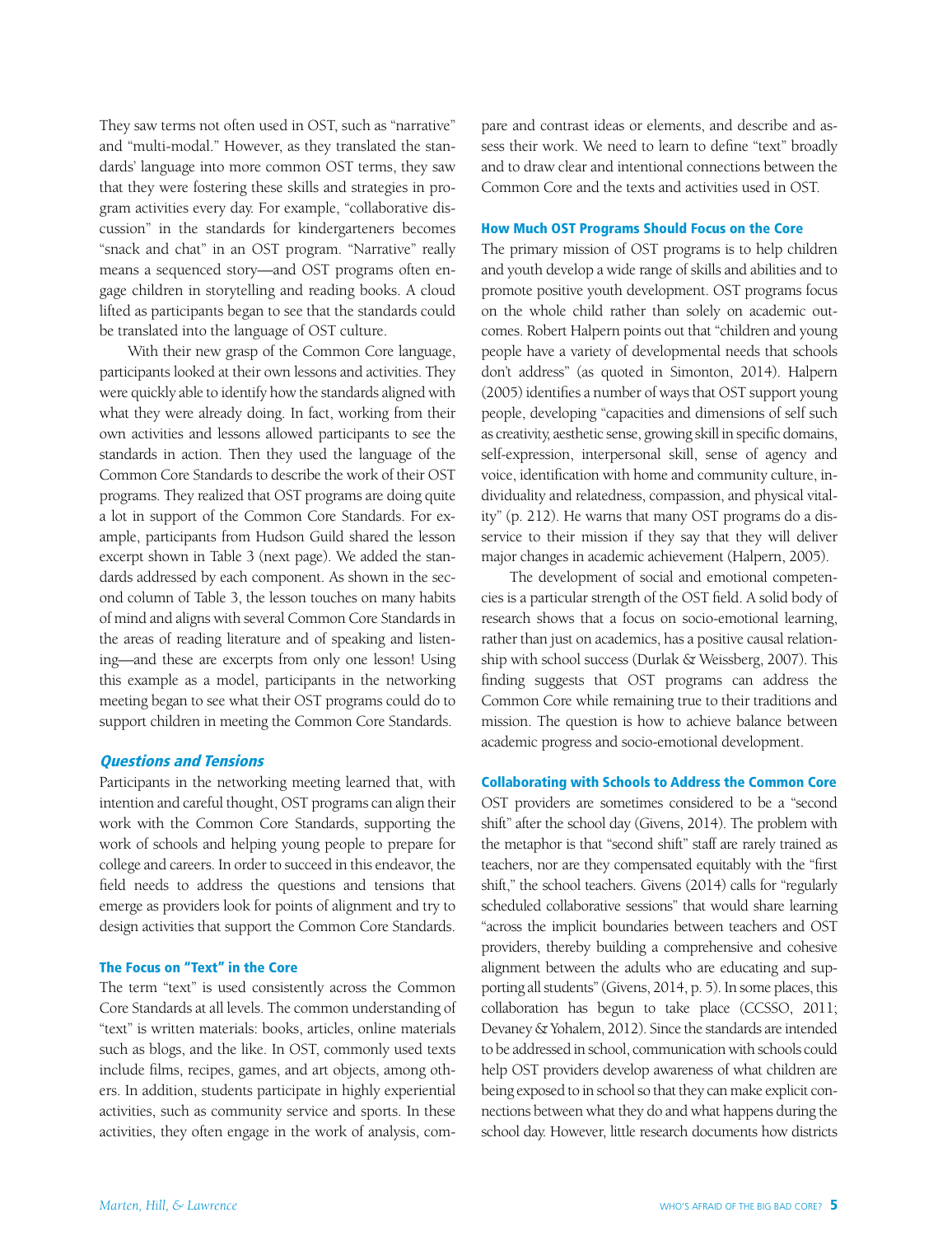They saw terms not often used in OST, such as "narrative" and "multi-modal." However, as they translated the standards' language into more common OST terms, they saw that they were fostering these skills and strategies in program activities every day. For example, "collaborative discussion" in the standards for kindergarteners becomes "snack and chat" in an OST program. "Narrative" really means a sequenced story—and OST programs often engage children in storytelling and reading books. A cloud lifted as participants began to see that the standards could be translated into the language of OST culture.

With their new grasp of the Common Core language, participants looked at their own lessons and activities. They were quickly able to identify how the standards aligned with what they were already doing. In fact, working from their own activities and lessons allowed participants to see the standards in action. Then they used the language of the Common Core Standards to describe the work of their OST programs. They realized that OST programs are doing quite a lot in support of the Common Core Standards. For example, participants from Hudson Guild shared the lesson excerpt shown in Table 3 (next page). We added the standards addressed by each component. As shown in the second column of Table 3, the lesson touches on many habits of mind and aligns with several Common Core Standards in the areas of reading literature and of speaking and listening—and these are excerpts from only one lesson! Using this example as a model, participants in the networking meeting began to see what their OST programs could do to support children in meeting the Common Core Standards.

## *Questions and Tensions*

Participants in the networking meeting learned that, with intention and careful thought, OST programs can align their work with the Common Core Standards, supporting the work of schools and helping young people to prepare for college and careers. In order to succeed in this endeavor, the field needs to address the questions and tensions that emerge as providers look for points of alignment and try to design activities that support the Common Core Standards.

### The Focus on "Text" in the Core

The term "text" is used consistently across the Common Core Standards at all levels. The common understanding of "text" is written materials: books, articles, online materials such as blogs, and the like. In OST, commonly used texts include films, recipes, games, and art objects, among others. In addition, students participate in highly experiential activities, such as community service and sports. In these activities, they often engage in the work of analysis, compare and contrast ideas or elements, and describe and assess their work. We need to learn to define "text" broadly and to draw clear and intentional connections between the Common Core and the texts and activities used in OST.

### How Much OST Programs Should Focus on the Core

The primary mission of OST programs is to help children and youth develop a wide range of skills and abilities and to promote positive youth development. OST programs focus on the whole child rather than solely on academic outcomes. Robert Halpern points out that "children and young people have a variety of developmental needs that schools don't address" (as quoted in Simonton, 2014). Halpern (2005) identifies a number of ways that OST support young people, developing "capacities and dimensions of self such as creativity, aesthetic sense, growing skill in specific domains, self-expression, interpersonal skill, sense of agency and voice, identification with home and community culture, individuality and relatedness, compassion, and physical vitality" (p. 212). He warns that many OST programs do a disservice to their mission if they say that they will deliver major changes in academic achievement (Halpern, 2005).

The development of social and emotional competencies is a particular strength of the OST field. A solid body of research shows that a focus on socio-emotional learning, rather than just on academics, has a positive causal relationship with school success (Durlak & Weissberg, 2007). This finding suggests that OST programs can address the Common Core while remaining true to their traditions and mission. The question is how to achieve balance between academic progress and socio-emotional development.

### Collaborating with Schools to Address the Common Core

OST providers are sometimes considered to be a "second shift" after the school day (Givens, 2014). The problem with the metaphor is that "second shift" staff are rarely trained as teachers, nor are they compensated equitably with the "first shift," the school teachers. Givens (2014) calls for "regularly scheduled collaborative sessions" that would share learning "across the implicit boundaries between teachers and OST providers, thereby building a comprehensive and cohesive alignment between the adults who are educating and supporting all students" (Givens, 2014, p. 5). In some places, this collaboration has begun to take place (CCSSO, 2011; Devaney & Yohalem, 2012). Since the standards are intended to be addressed in school, communication with schools could help OST providers develop awareness of what children are being exposed to in school so that they can make explicit connections between what they do and what happens during the school day. However, little research documents how districts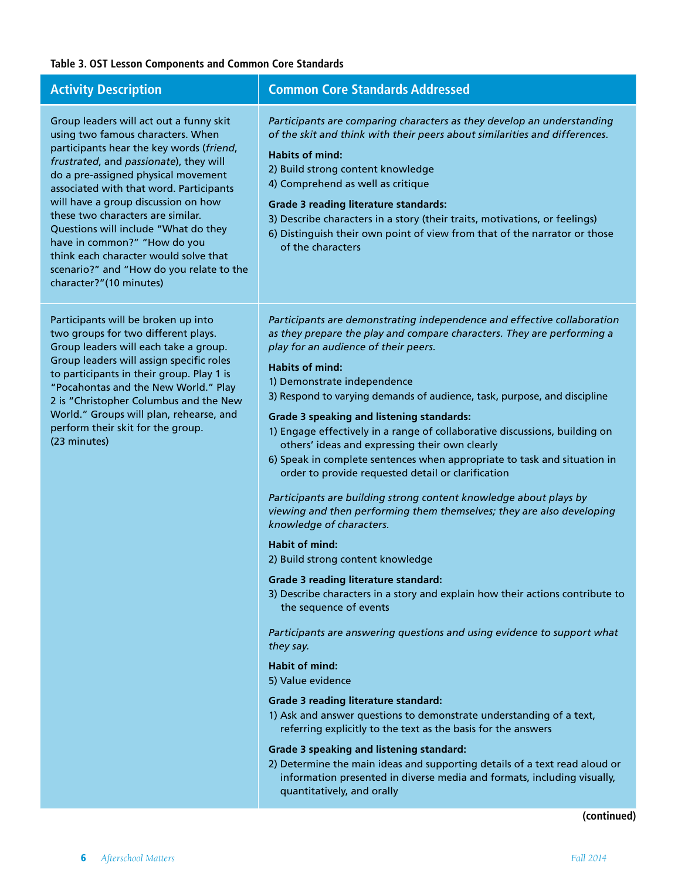**Table 3. OST Lesson Components and Common Core Standards**

| Activity Description | Common Core Standards Addressed |
|---|---|
| Group leaders will act out a funny skit using two famous characters. When participants hear the key words (*friend*, *frustrated*, and *passionate*), they will do a pre-assigned physical movement associated with that word. Participants will have a group discussion on how these two characters are similar. Questions will include "What do they have in common?" "How do you think each character would solve that scenario?" and "How do you relate to the character?"(10 minutes) | *Participants are comparing characters as they develop an understanding of the skit and think with their peers about similarities and differences.*<br><br>**Habits of mind:**<br>2) Build strong content knowledge<br>4) Comprehend as well as critique<br><br>**Grade 3 reading literature standards:**<br>3) Describe characters in a story (their traits, motivations, or feelings)<br>6) Distinguish their own point of view from that of the narrator or those of the characters |
| Participants will be broken up into two groups for two different plays. Group leaders will each take a group. Group leaders will assign specific roles to participants in their group. Play 1 is "Pocahontas and the New World." Play 2 is "Christopher Columbus and the New World." Groups will plan, rehearse, and perform their skit for the group. (23 minutes) | *Participants are demonstrating independence and effective collaboration as they prepare the play and compare characters. They are performing a play for an audience of their peers.*<br><br>**Habits of mind:**<br>1) Demonstrate independence<br>3) Respond to varying demands of audience, task, purpose, and discipline<br><br>**Grade 3 speaking and listening standards:**<br>1) Engage effectively in a range of collaborative discussions, building on others' ideas and expressing their own clearly<br>6) Speak in complete sentences when appropriate to task and situation in order to provide requested detail or clarification<br><br>*Participants are building strong content knowledge about plays by viewing and then performing them themselves; they are also developing knowledge of characters.*<br><br>**Habit of mind:**<br>2) Build strong content knowledge<br><br>**Grade 3 reading literature standard:**<br>3) Describe characters in a story and explain how their actions contribute to the sequence of events<br><br>*Participants are answering questions and using evidence to support what they say.*<br><br>**Habit of mind:**<br>5) Value evidence<br><br>**Grade 3 reading literature standard:**<br>1) Ask and answer questions to demonstrate understanding of a text, referring explicitly to the text as the basis for the answers<br><br>**Grade 3 speaking and listening standard:**<br>2) Determine the main ideas and supporting details of a text read aloud or information presented in diverse media and formats, including visually, quantitatively, and orally |

**(continued)**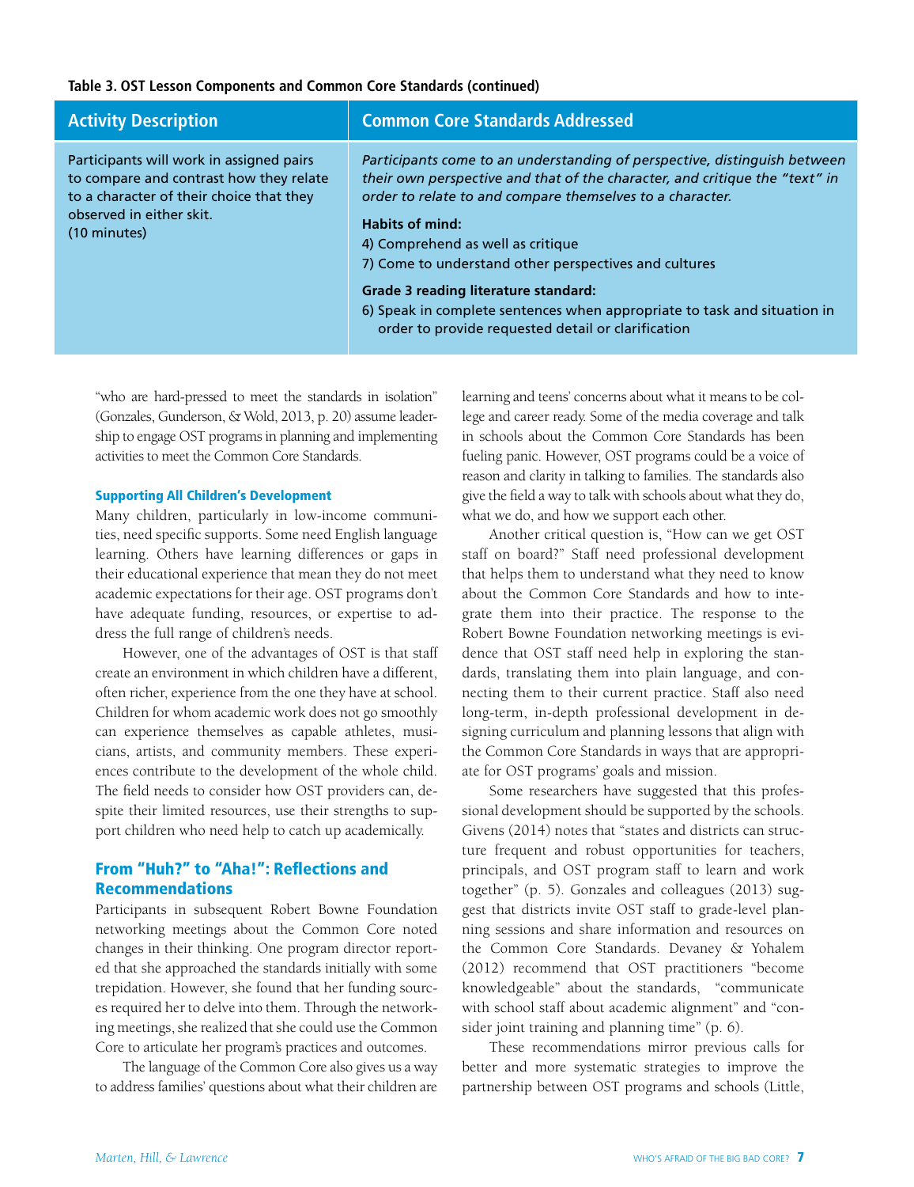**Table 3. OST Lesson Components and Common Core Standards (continued)**

| Activity Description | Common Core Standards Addressed |
|---|---|
| Participants will work in assigned pairs to compare and contrast how they relate to a character of their choice that they observed in either skit. (10 minutes) | *Participants come to an understanding of perspective, distinguish between their own perspective and that of the character, and critique the "text" in order to relate to and compare themselves to a character.*<br><br>**Habits of mind:**<br>4) Comprehend as well as critique<br>7) Come to understand other perspectives and cultures<br><br>**Grade 3 reading literature standard:**<br>6) Speak in complete sentences when appropriate to task and situation in order to provide requested detail or clarification |

"who are hard-pressed to meet the standards in isolation" (Gonzales, Gunderson, & Wold, 2013, p. 20) assume leadership to engage OST programs in planning and implementing activities to meet the Common Core Standards.

#### Supporting All Children's Development

Many children, particularly in low-income communities, need specific supports. Some need English language learning. Others have learning differences or gaps in their educational experience that mean they do not meet academic expectations for their age. OST programs don't have adequate funding, resources, or expertise to address the full range of children's needs.

However, one of the advantages of OST is that staff create an environment in which children have a different, often richer, experience from the one they have at school. Children for whom academic work does not go smoothly can experience themselves as capable athletes, musicians, artists, and community members. These experiences contribute to the development of the whole child. The field needs to consider how OST providers can, despite their limited resources, use their strengths to support children who need help to catch up academically.

### From "Huh?" to "Aha!": Reflections and Recommendations

Participants in subsequent Robert Bowne Foundation networking meetings about the Common Core noted changes in their thinking. One program director reported that she approached the standards initially with some trepidation. However, she found that her funding sources required her to delve into them. Through the networking meetings, she realized that she could use the Common Core to articulate her program's practices and outcomes.

The language of the Common Core also gives us a way to address families' questions about what their children are learning and teens' concerns about what it means to be college and career ready. Some of the media coverage and talk in schools about the Common Core Standards has been fueling panic. However, OST programs could be a voice of reason and clarity in talking to families. The standards also give the field a way to talk with schools about what they do, what we do, and how we support each other.

Another critical question is, "How can we get OST staff on board?" Staff need professional development that helps them to understand what they need to know about the Common Core Standards and how to integrate them into their practice. The response to the Robert Bowne Foundation networking meetings is evidence that OST staff need help in exploring the standards, translating them into plain language, and connecting them to their current practice. Staff also need long-term, in-depth professional development in designing curriculum and planning lessons that align with the Common Core Standards in ways that are appropriate for OST programs' goals and mission.

Some researchers have suggested that this professional development should be supported by the schools. Givens (2014) notes that "states and districts can structure frequent and robust opportunities for teachers, principals, and OST program staff to learn and work together" (p. 5). Gonzales and colleagues (2013) suggest that districts invite OST staff to grade-level planning sessions and share information and resources on the Common Core Standards. Devaney & Yohalem (2012) recommend that OST practitioners "become knowledgeable" about the standards, "communicate with school staff about academic alignment" and "consider joint training and planning time" (p. 6).

These recommendations mirror previous calls for better and more systematic strategies to improve the partnership between OST programs and schools (Little,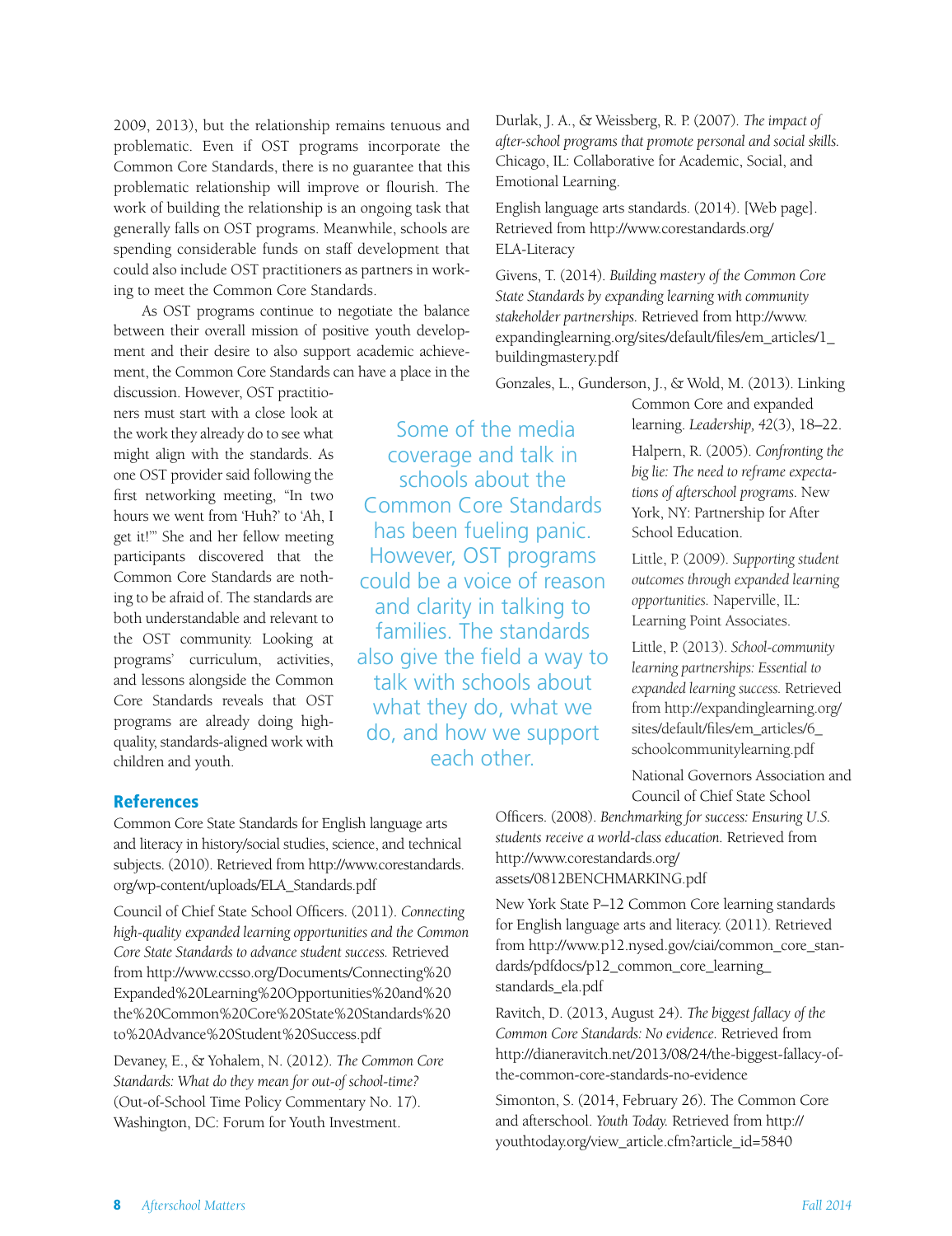2009, 2013), but the relationship remains tenuous and problematic. Even if OST programs incorporate the Common Core Standards, there is no guarantee that this problematic relationship will improve or flourish. The work of building the relationship is an ongoing task that generally falls on OST programs. Meanwhile, schools are spending considerable funds on staff development that could also include OST practitioners as partners in working to meet the Common Core Standards.

As OST programs continue to negotiate the balance between their overall mission of positive youth development and their desire to also support academic achievement, the Common Core Standards can have a place in the discussion. However, OST practitioners must start with a close look at the work they already do to see what might align with the standards. As one OST provider said following the first networking meeting, "In two hours we went from 'Huh?' to 'Ah, I get it!'" She and her fellow meeting participants discovered that the Common Core Standards are nothing to be afraid of. The standards are both understandable and relevant to the OST community. Looking at programs' curriculum, activities, and lessons alongside the Common Core Standards reveals that OST programs are already doing high-quality, standards-aligned work with children and youth.

> Some of the media coverage and talk in schools about the Common Core Standards has been fueling panic. However, OST programs could be a voice of reason and clarity in talking to families. The standards also give the field a way to talk with schools about what they do, what we do, and how we support each other.

## References

Common Core State Standards for English language arts and literacy in history/social studies, science, and technical subjects. (2010). Retrieved from http://www.corestandards.org/wp-content/uploads/ELA_Standards.pdf

Council of Chief State School Officers. (2011). *Connecting high-quality expanded learning opportunities and the Common Core State Standards to advance student success.* Retrieved from http://www.ccsso.org/Documents/Connecting%20Expanded%20Learning%20Opportunities%20and%20the%20Common%20Core%20State%20Standards%20to%20Advance%20Student%20Success.pdf

Devaney, E., & Yohalem, N. (2012). *The Common Core Standards: What do they mean for out-of school-time?* (Out-of-School Time Policy Commentary No. 17). Washington, DC: Forum for Youth Investment.

Durlak, J. A., & Weissberg, R. P. (2007). *The impact of after-school programs that promote personal and social skills.* Chicago, IL: Collaborative for Academic, Social, and Emotional Learning.

English language arts standards. (2014). [Web page]. Retrieved from http://www.corestandards.org/ELA-Literacy

Givens, T. (2014). *Building mastery of the Common Core State Standards by expanding learning with community stakeholder partnerships.* Retrieved from http://www.expandinglearning.org/sites/default/files/em_articles/1_buildingmastery.pdf

Gonzales, L., Gunderson, J., & Wold, M. (2013). Linking Common Core and expanded learning. *Leadership, 42*(3), 18–22.

Halpern, R. (2005). *Confronting the big lie: The need to reframe expectations of afterschool programs.* New York, NY: Partnership for After School Education.

Little, P. (2009). *Supporting student outcomes through expanded learning opportunities.* Naperville, IL: Learning Point Associates.

Little, P. (2013). *School-community learning partnerships: Essential to expanded learning success.* Retrieved from http://expandinglearning.org/sites/default/files/em_articles/6_schoolcommunitylearning.pdf

National Governors Association and Council of Chief State School Officers. (2008). *Benchmarking for success: Ensuring U.S. students receive a world-class education.* Retrieved from http://www.corestandards.org/assets/0812BENCHMARKING.pdf

New York State P–12 Common Core learning standards for English language arts and literacy. (2011). Retrieved from http://www.p12.nysed.gov/ciai/common_core_standards/pdfdocs/p12_common_core_learning_standards_ela.pdf

Ravitch, D. (2013, August 24). *The biggest fallacy of the Common Core Standards: No evidence.* Retrieved from http://dianeravitch.net/2013/08/24/the-biggest-fallacy-of-the-common-core-standards-no-evidence

Simonton, S. (2014, February 26). The Common Core and afterschool. *Youth Today.* Retrieved from http://youthtoday.org/view_article.cfm?article_id=5840